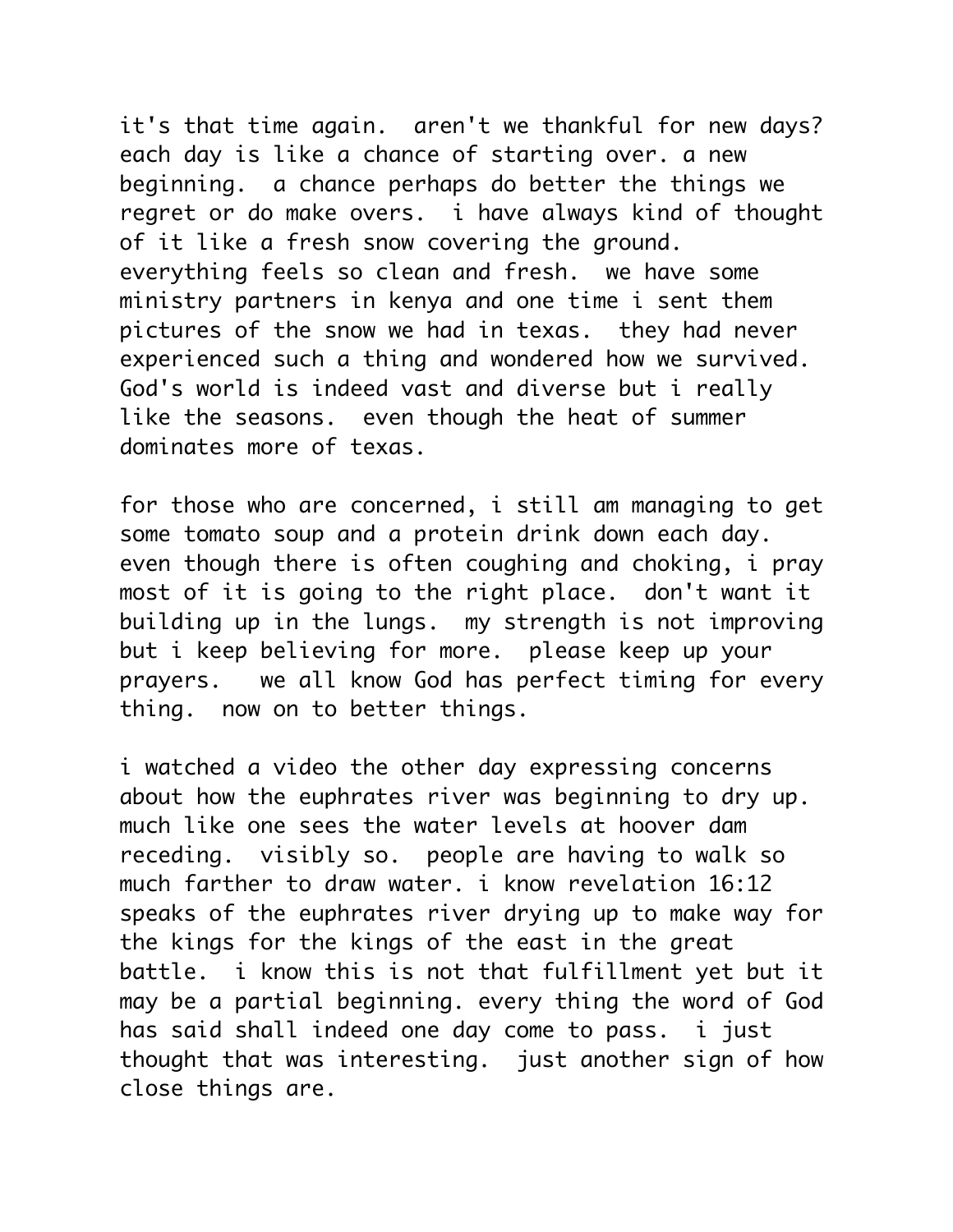it's that time again. aren't we thankful for new days? each day is like a chance of starting over. a new beginning. a chance perhaps do better the things we regret or do make overs. i have always kind of thought of it like a fresh snow covering the ground. everything feels so clean and fresh. we have some ministry partners in kenya and one time i sent them pictures of the snow we had in texas. they had never experienced such a thing and wondered how we survived. God's world is indeed vast and diverse but i really like the seasons. even though the heat of summer dominates more of texas.

for those who are concerned, i still am managing to get some tomato soup and a protein drink down each day. even though there is often coughing and choking, i pray most of it is going to the right place. don't want it building up in the lungs. my strength is not improving but i keep believing for more. please keep up your prayers. we all know God has perfect timing for every thing. now on to better things.

i watched a video the other day expressing concerns about how the euphrates river was beginning to dry up. much like one sees the water levels at hoover dam receding. visibly so. people are having to walk so much farther to draw water. i know revelation 16:12 speaks of the euphrates river drying up to make way for the kings for the kings of the east in the great battle. i know this is not that fulfillment yet but it may be a partial beginning. every thing the word of God has said shall indeed one day come to pass. i just thought that was interesting. just another sign of how close things are.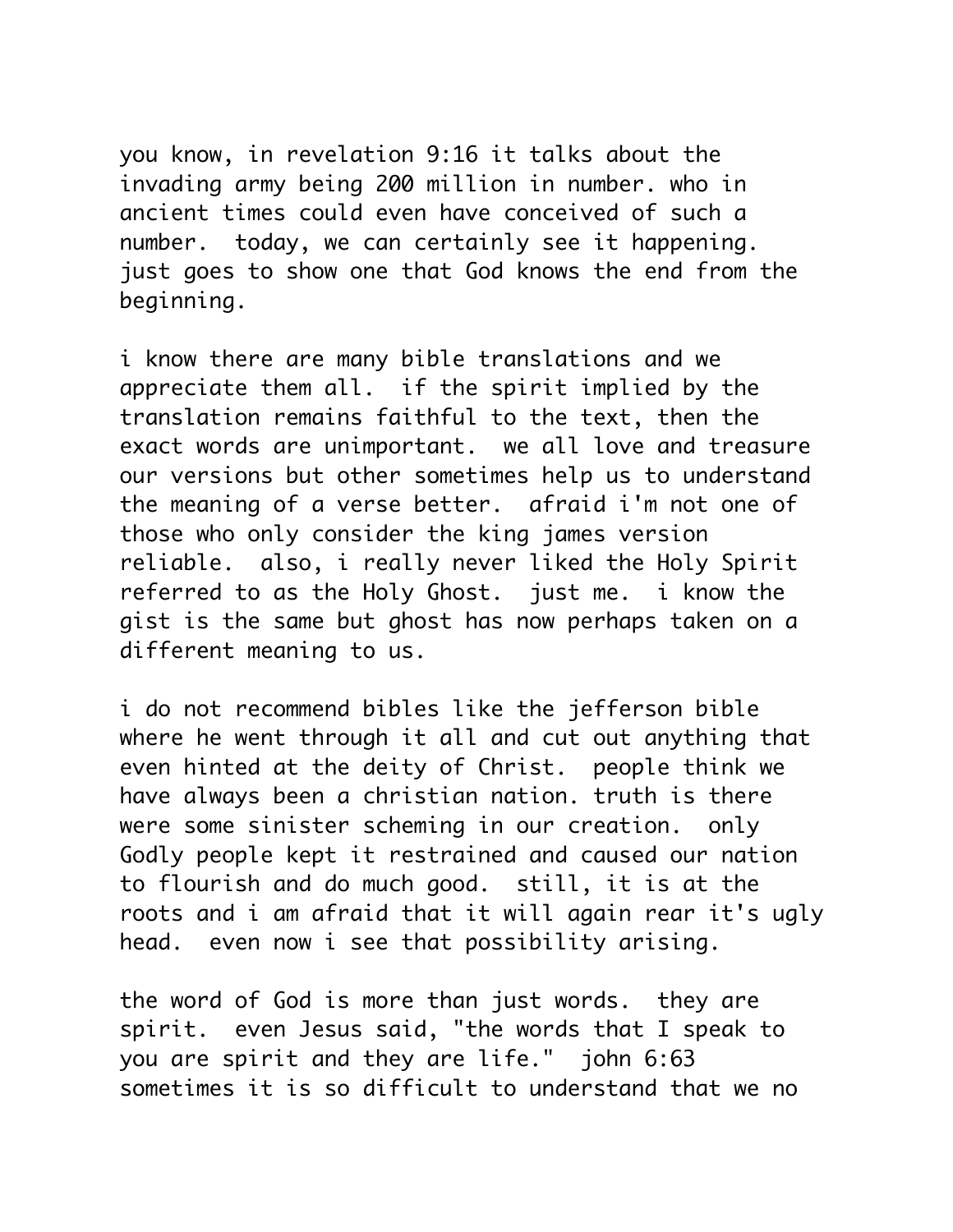you know, in revelation 9:16 it talks about the invading army being 200 million in number. who in ancient times could even have conceived of such a number.  today, we can certainly see it happening. just goes to show one that God knows the end from the beginning.

i know there are many bible translations and we appreciate them all.  if the spirit implied by the translation remains faithful to the text, then the exact words are unimportant.  we all love and treasure our versions but other sometimes help us to understand the meaning of a verse better.  afraid i'm not one of those who only consider the king james version reliable.  also, i really never liked the Holy Spirit referred to as the Holy Ghost.  just me.  i know the gist is the same but ghost has now perhaps taken on a different meaning to us.

i do not recommend bibles like the jefferson bible where he went through it all and cut out anything that even hinted at the deity of Christ.  people think we have always been a christian nation. truth is there were some sinister scheming in our creation.  only Godly people kept it restrained and caused our nation to flourish and do much good.  still, it is at the roots and i am afraid that it will again rear it's ugly head.  even now i see that possibility arising.

the word of God is more than just words.  they are spirit.  even Jesus said, "the words that I speak to you are spirit and they are life."  john 6:63 sometimes it is so difficult to understand that we no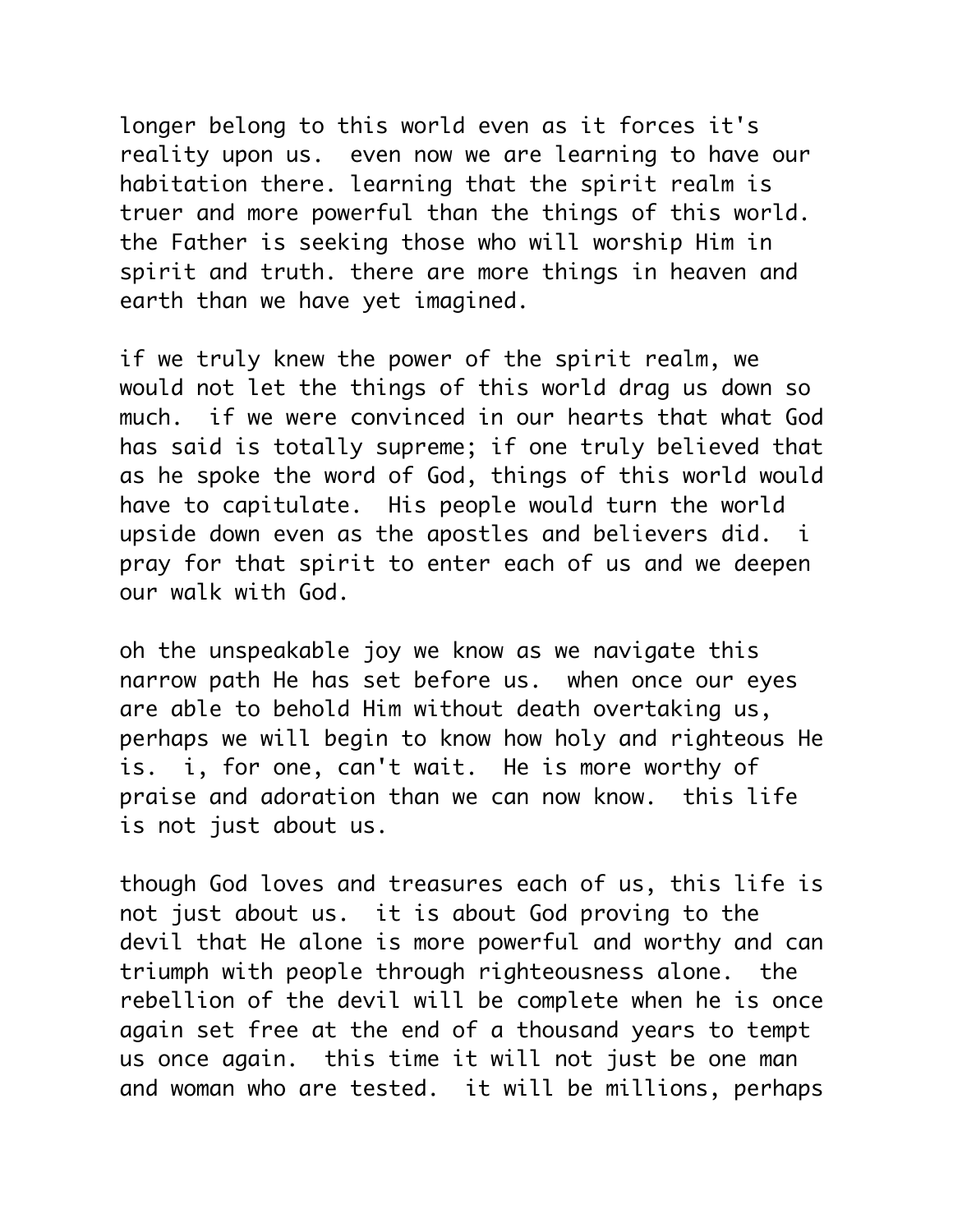longer belong to this world even as it forces it's reality upon us. even now we are learning to have our habitation there. learning that the spirit realm is truer and more powerful than the things of this world. the Father is seeking those who will worship Him in spirit and truth. there are more things in heaven and earth than we have yet imagined.

if we truly knew the power of the spirit realm, we would not let the things of this world drag us down so much. if we were convinced in our hearts that what God has said is totally supreme; if one truly believed that as he spoke the word of God, things of this world would have to capitulate. His people would turn the world upside down even as the apostles and believers did. i pray for that spirit to enter each of us and we deepen our walk with God.

oh the unspeakable joy we know as we navigate this narrow path He has set before us. when once our eyes are able to behold Him without death overtaking us, perhaps we will begin to know how holy and righteous He is. i, for one, can't wait. He is more worthy of praise and adoration than we can now know. this life is not just about us.

though God loves and treasures each of us, this life is not just about us. it is about God proving to the devil that He alone is more powerful and worthy and can triumph with people through righteousness alone. the rebellion of the devil will be complete when he is once again set free at the end of a thousand years to tempt us once again. this time it will not just be one man and woman who are tested. it will be millions, perhaps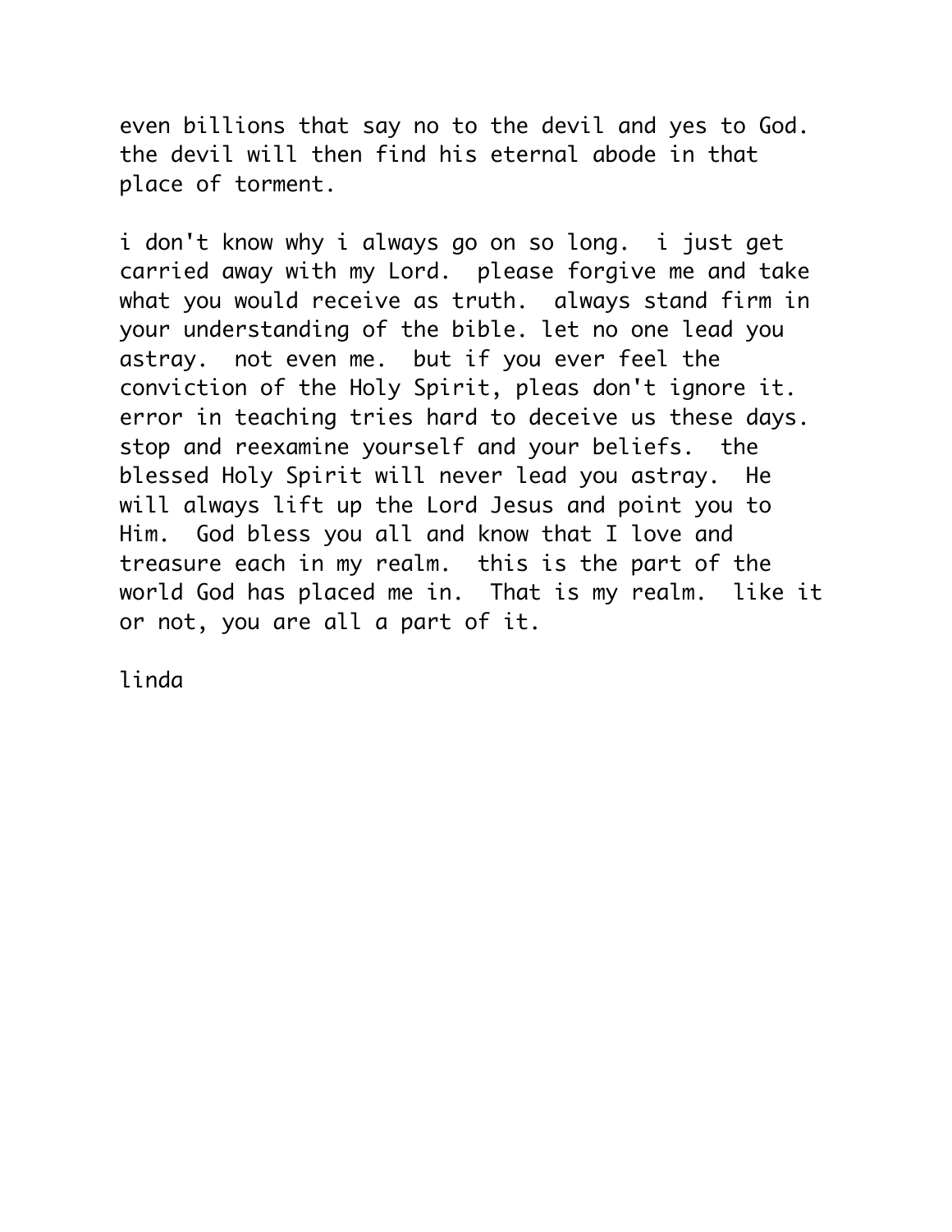even billions that say no to the devil and yes to God. the devil will then find his eternal abode in that place of torment.

i don't know why i always go on so long. i just get carried away with my Lord. please forgive me and take what you would receive as truth. always stand firm in your understanding of the bible. let no one lead you astray. not even me. but if you ever feel the conviction of the Holy Spirit, pleas don't ignore it. error in teaching tries hard to deceive us these days. stop and reexamine yourself and your beliefs. the blessed Holy Spirit will never lead you astray. He will always lift up the Lord Jesus and point you to Him. God bless you all and know that I love and treasure each in my realm. this is the part of the world God has placed me in. That is my realm. like it or not, you are all a part of it.

linda